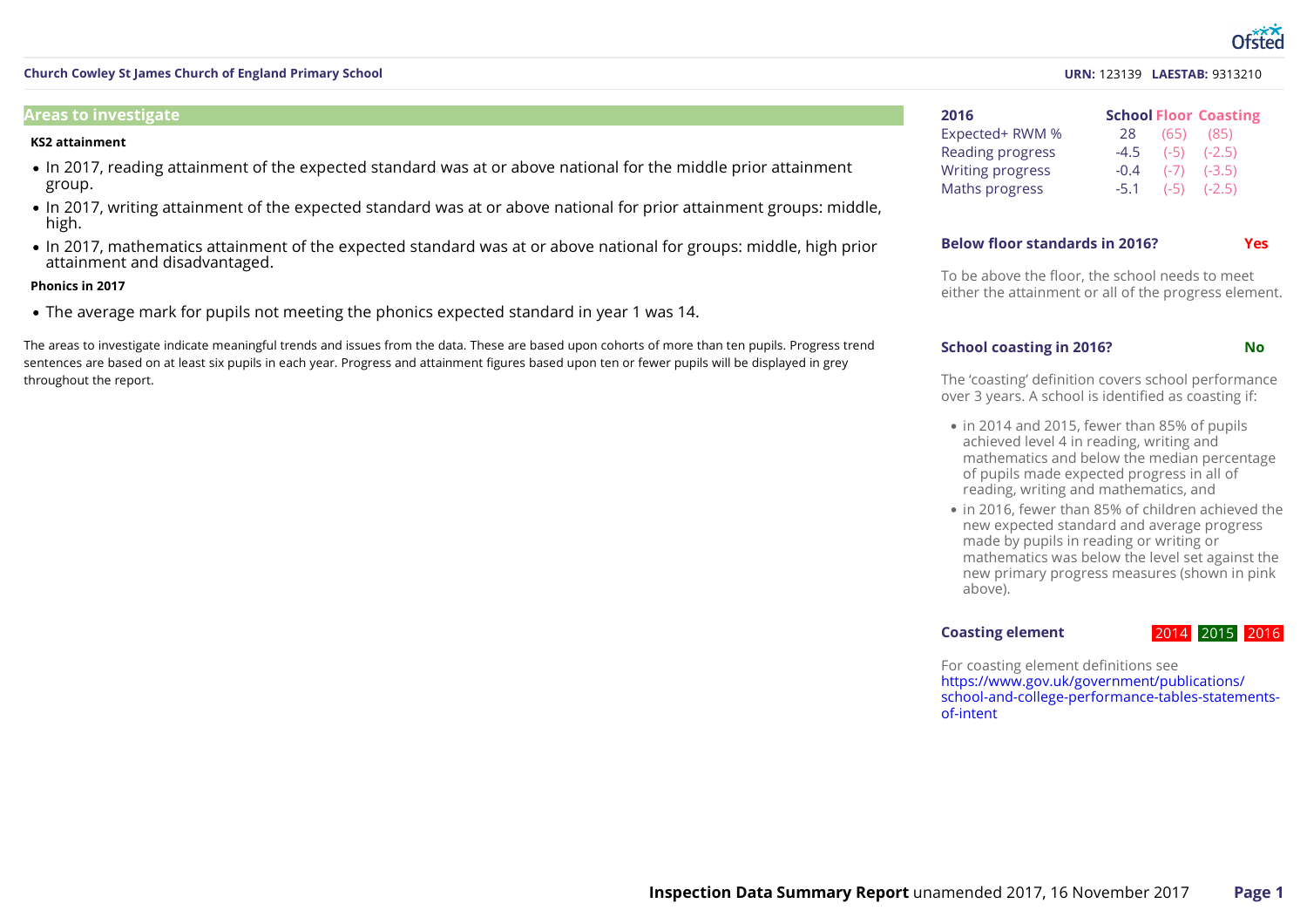Church Cowley St James Church of England Primary School

**URN:** 123139 **LAESTAB:** 9313210

## Areas to investigate

### KS2 attainment

- In 2017, reading attainment of the expected standard was at or above national for the middle prior attainment group.
- In 2017, writing attainment of the expected standard was at or above national for prior attainment groups: middle, high.
- In 2017, mathematics attainment of the expected standard was at or above national for groups: middle, high prior attainment and disadvantaged.

### Phonics in 2017

- The average mark for pupils not meeting the phonics expected standard in year 1 was 14.

The areas to investigate indicate meaningful trends and issues from the data. These are based upon cohorts of more than ten pupils. Progress trend sentences are based on at least six pupils in each year. Progress and attainment figures based upon ten or fewer pupils will be displayed in grey throughout the report.

| 2016 | School | Floor | Coasting |
|---|---|---|---|
| Expected+ RWM % | 28 | (65) | (85) |
| Reading progress | -4.5 | (-5) | (-2.5) |
| Writing progress | -0.4 | (-7) | (-3.5) |
| Maths progress | -5.1 | (-5) | (-2.5) |

**Below floor standards in 2016?** **Yes**

To be above the floor, the school needs to meet either the attainment or all of the progress element.

**School coasting in 2016?** **No**

The 'coasting' definition covers school performance over 3 years. A school is identified as coasting if:

- in 2014 and 2015, fewer than 85% of pupils achieved level 4 in reading, writing and mathematics and below the median percentage of pupils made expected progress in all of reading, writing and mathematics, and
- in 2016, fewer than 85% of children achieved the new expected standard and average progress made by pupils in reading or writing or mathematics was below the level set against the new primary progress measures (shown in pink above).

**Coasting element** 2014 2015 2016

For coasting element definitions see https://www.gov.uk/government/publications/school-and-college-performance-tables-statements-of-intent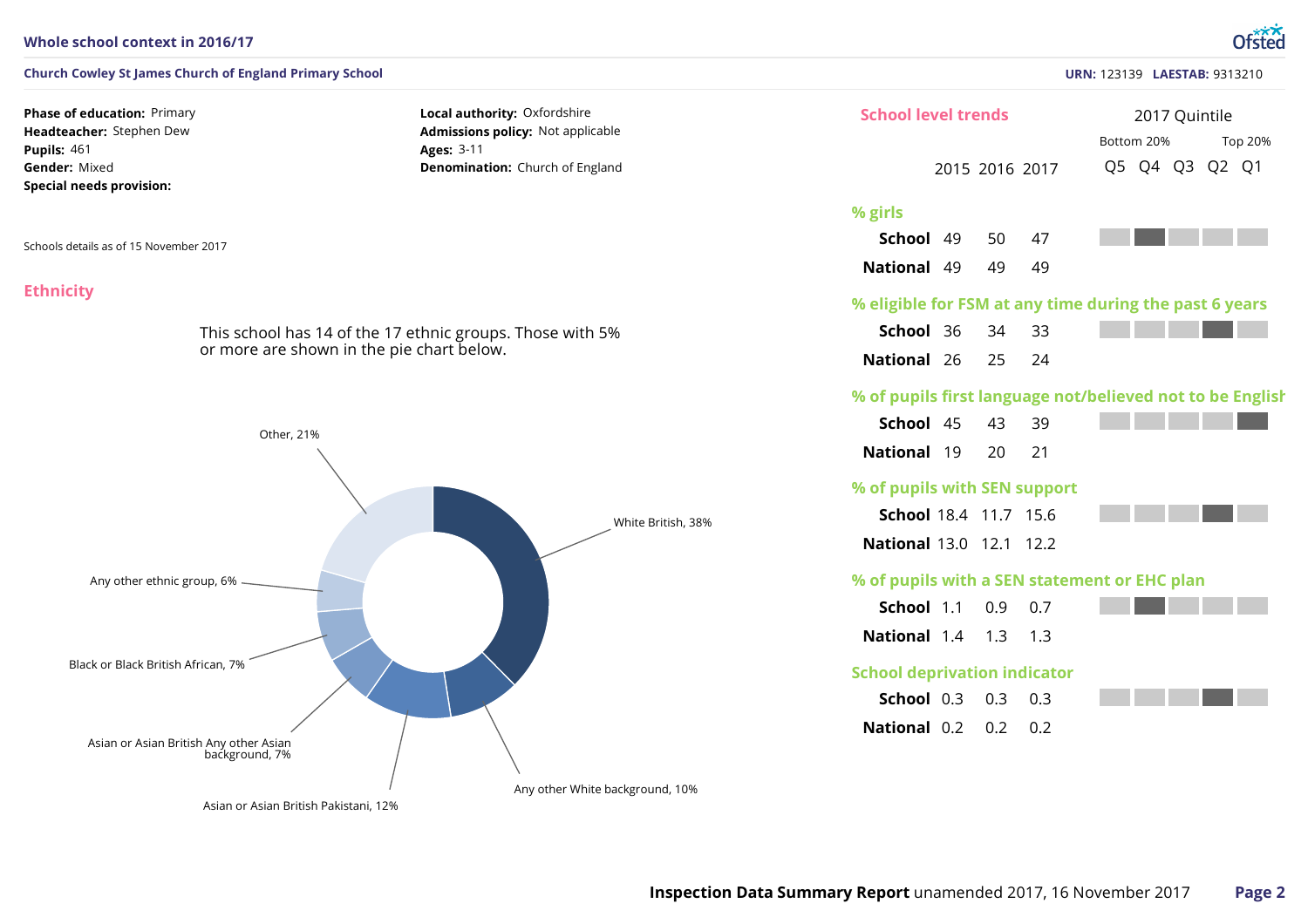# Whole school context in 2016/17

**Church Cowley St James Church of England Primary School**

**URN:** 123139 **LAESTAB:** 9313210

**Phase of education:** Primary
**Headteacher:** Stephen Dew
**Pupils:** 461
**Gender:** Mixed
**Special needs provision:**

**Local authority:** Oxfordshire
**Admissions policy:** Not applicable
**Ages:** 3-11
**Denomination:** Church of England

Schools details as of 15 November 2017

## Ethnicity

This school has 14 of the 17 ethnic groups. Those with 5% or more are shown in the pie chart below.

- White British, 38%
- Any other White background, 10%
- Asian or Asian British Pakistani, 12%
- Asian or Asian British Any other Asian background, 7%
- Black or Black British African, 7%
- Any other ethnic group, 6%
- Other, 21%

## School level trends

2017 Quintile: Bottom 20% (Q5) to Top 20% (Q1)

| | | 2015 | 2016 | 2017 | 2017 Quintile |
|---|---|---|---|---|---|
| **% girls** | School | 49 | 50 | 47 | Q4 |
| | National | 49 | 49 | 49 | |
| **% eligible for FSM at any time during the past 6 years** | School | 36 | 34 | 33 | Q2 |
| | National | 26 | 25 | 24 | |
| **% of pupils first language not/believed not to be English** | School | 45 | 43 | 39 | Q1 |
| | National | 19 | 20 | 21 | |
| **% of pupils with SEN support** | School | 18.4 | 11.7 | 15.6 | Q2 |
| | National | 13.0 | 12.1 | 12.2 | |
| **% of pupils with a SEN statement or EHC plan** | School | 1.1 | 0.9 | 0.7 | Q4 |
| | National | 1.4 | 1.3 | 1.3 | |
| **School deprivation indicator** | School | 0.3 | 0.3 | 0.3 | Q2 |
| | National | 0.2 | 0.2 | 0.2 | |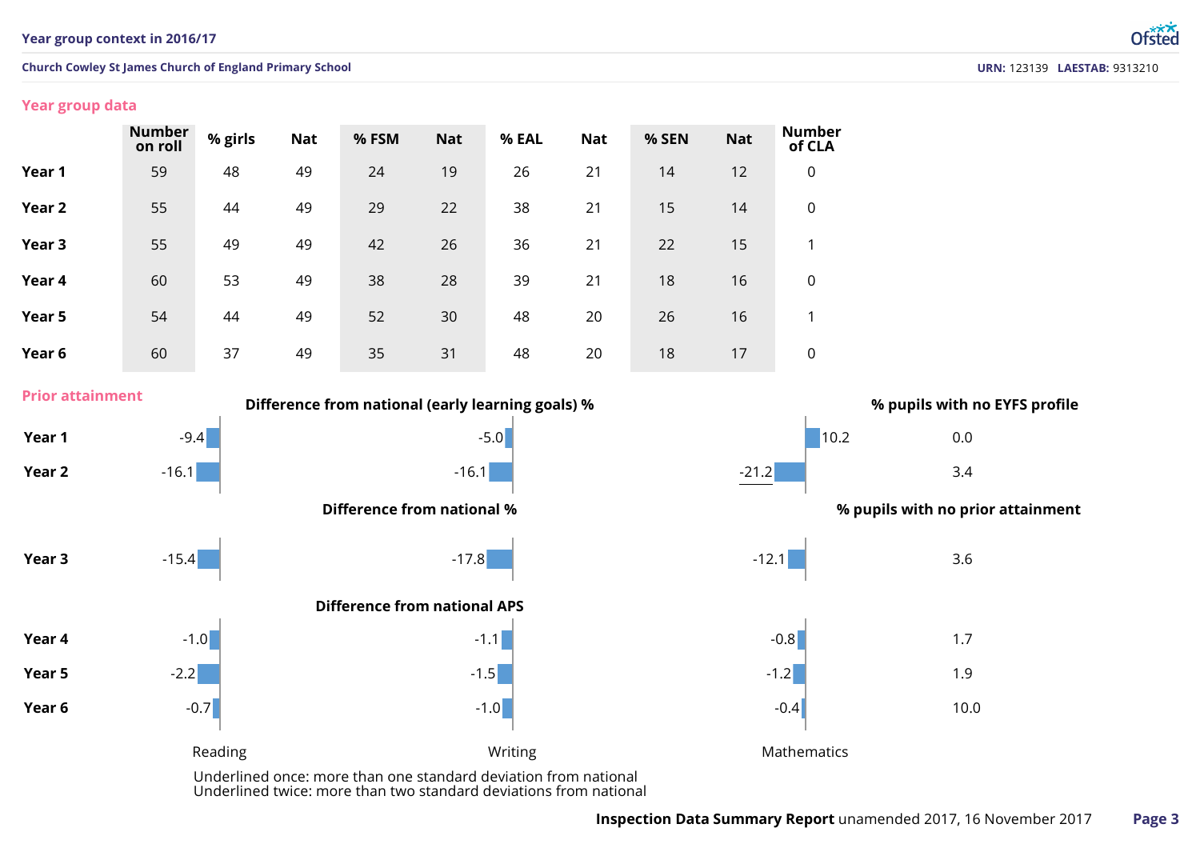## Year group context in 2016/17

**Church Cowley St James Church of England Primary School** — **URN:** 123139 **LAESTAB:** 9313210

### Year group data

| | Number on roll | % girls | Nat | % FSM | Nat | % EAL | Nat | % SEN | Nat | Number of CLA |
|---|---|---|---|---|---|---|---|---|---|---|
| **Year 1** | 59 | 48 | 49 | 24 | 19 | 26 | 21 | 14 | 12 | 0 |
| **Year 2** | 55 | 44 | 49 | 29 | 22 | 38 | 21 | 15 | 14 | 0 |
| **Year 3** | 55 | 49 | 49 | 42 | 26 | 36 | 21 | 22 | 15 | 1 |
| **Year 4** | 60 | 53 | 49 | 38 | 28 | 39 | 21 | 18 | 16 | 0 |
| **Year 5** | 54 | 44 | 49 | 52 | 30 | 48 | 20 | 26 | 16 | 1 |
| **Year 6** | 60 | 37 | 49 | 35 | 31 | 48 | 20 | 18 | 17 | 0 |

### Prior attainment

**Difference from national (early learning goals) %**

| | Reading | Writing | Mathematics | % pupils with no EYFS profile |
|---|---|---|---|---|
| **Year 1** | -9.4 | -5.0 | 10.2 | 0.0 |
| **Year 2** | -16.1 | -16.1 | -21.2 (underlined once) | 3.4 |

**Difference from national %**

| | Reading | Writing | Mathematics | % pupils with no prior attainment |
|---|---|---|---|---|
| **Year 3** | -15.4 | -17.8 | -12.1 | 3.6 |

**Difference from national APS**

| | Reading | Writing | Mathematics | % pupils with no prior attainment |
|---|---|---|---|---|
| **Year 4** | -1.0 | -1.1 | -0.8 | 1.7 |
| **Year 5** | -2.2 | -1.5 | -1.2 | 1.9 |
| **Year 6** | -0.7 | -1.0 | -0.4 | 10.0 |

Underlined once: more than one standard deviation from national
Underlined twice: more than two standard deviations from national

**Inspection Data Summary Report** unamended 2017, 16 November 2017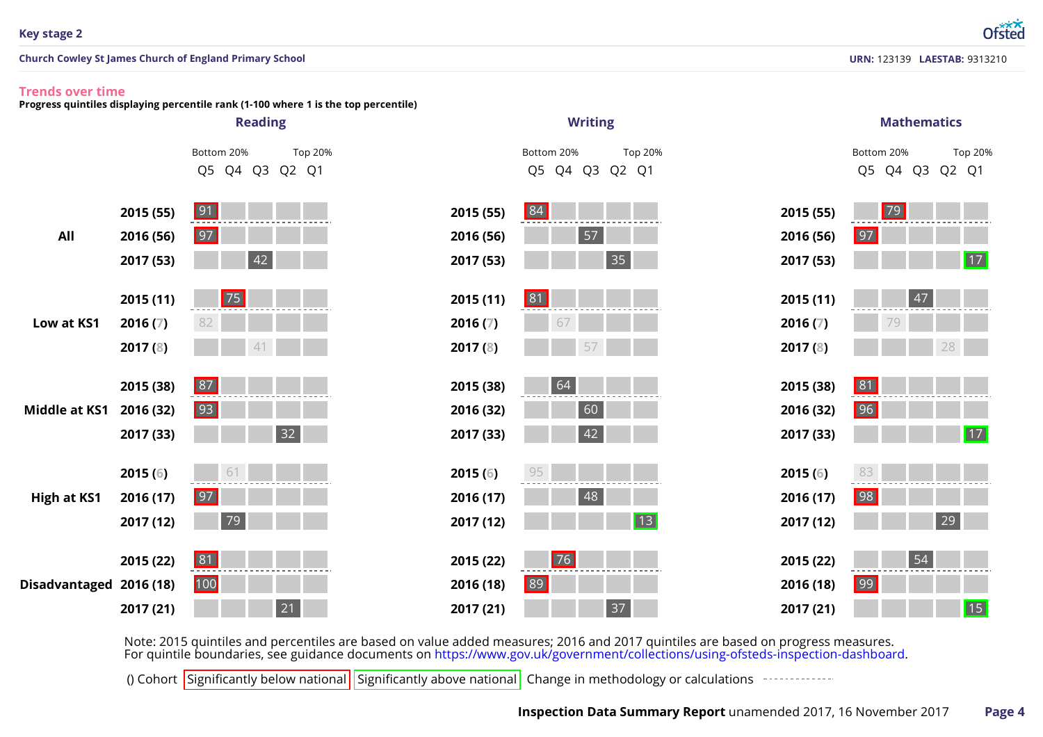## Key stage 2

**Church Cowley St James Church of England Primary School** — **URN:** 123139 **LAESTAB:** 9313210

### Trends over time

**Progress quintiles displaying percentile rank (1-100 where 1 is the top percentile)**

Quintiles: Q5 = Bottom 20%, Q1 = Top 20%

| Group | Year (Cohort) | Reading Quintile | Reading Percentile | Writing Quintile | Writing Percentile | Mathematics Quintile | Mathematics Percentile |
|---|---|---|---|---|---|---|---|
| All | 2015 (55) | Q5 | 91 (significantly below national) | Q5 | 84 (significantly below national) | Q4 | 79 (significantly below national) |
| | 2016 (56) | Q5 | 97 (significantly below national) | Q3 | 57 | Q5 | 97 (significantly below national) |
| | 2017 (53) | Q3 | 42 | Q2 | 35 | Q1 | 17 (significantly above national) |
| Low at KS1 | 2015 (11) | Q4 | 75 (significantly below national) | Q5 | 81 (significantly below national) | Q3 | 47 |
| | 2016 (7) | Q5 | 82 | Q4 | 67 | Q4 | 79 |
| | 2017 (8) | Q3 | 41 | Q3 | 57 | Q2 | 28 |
| Middle at KS1 | 2015 (38) | Q5 | 87 (significantly below national) | Q4 | 64 | Q5 | 81 (significantly below national) |
| | 2016 (32) | Q5 | 93 (significantly below national) | Q3 | 60 | Q5 | 96 (significantly below national) |
| | 2017 (33) | Q2 | 32 | Q3 | 42 | Q1 | 17 (significantly above national) |
| High at KS1 | 2015 (6) | Q4 | 61 | Q5 | 95 | Q5 | 83 |
| | 2016 (17) | Q5 | 97 (significantly below national) | Q3 | 48 | Q5 | 98 (significantly below national) |
| | 2017 (12) | Q4 | 79 | Q1 | 13 (significantly above national) | Q2 | 29 |
| Disadvantaged | 2015 (22) | Q5 | 81 (significantly below national) | Q4 | 76 (significantly below national) | Q3 | 54 |
| | 2016 (18) | Q5 | 100 (significantly below national) | Q5 | 89 (significantly below national) | Q5 | 99 (significantly below national) |
| | 2017 (21) | Q2 | 21 | Q2 | 37 | Q1 | 15 (significantly above national) |

Note: 2015 quintiles and percentiles are based on value added measures; 2016 and 2017 quintiles are based on progress measures.
For quintile boundaries, see guidance documents on https://www.gov.uk/government/collections/using-ofsteds-inspection-dashboard.

() Cohort | Significantly below national | Significantly above national | Change in methodology or calculations (dashed line between 2015 and 2016)

**Inspection Data Summary Report** unamended 2017, 16 November 2017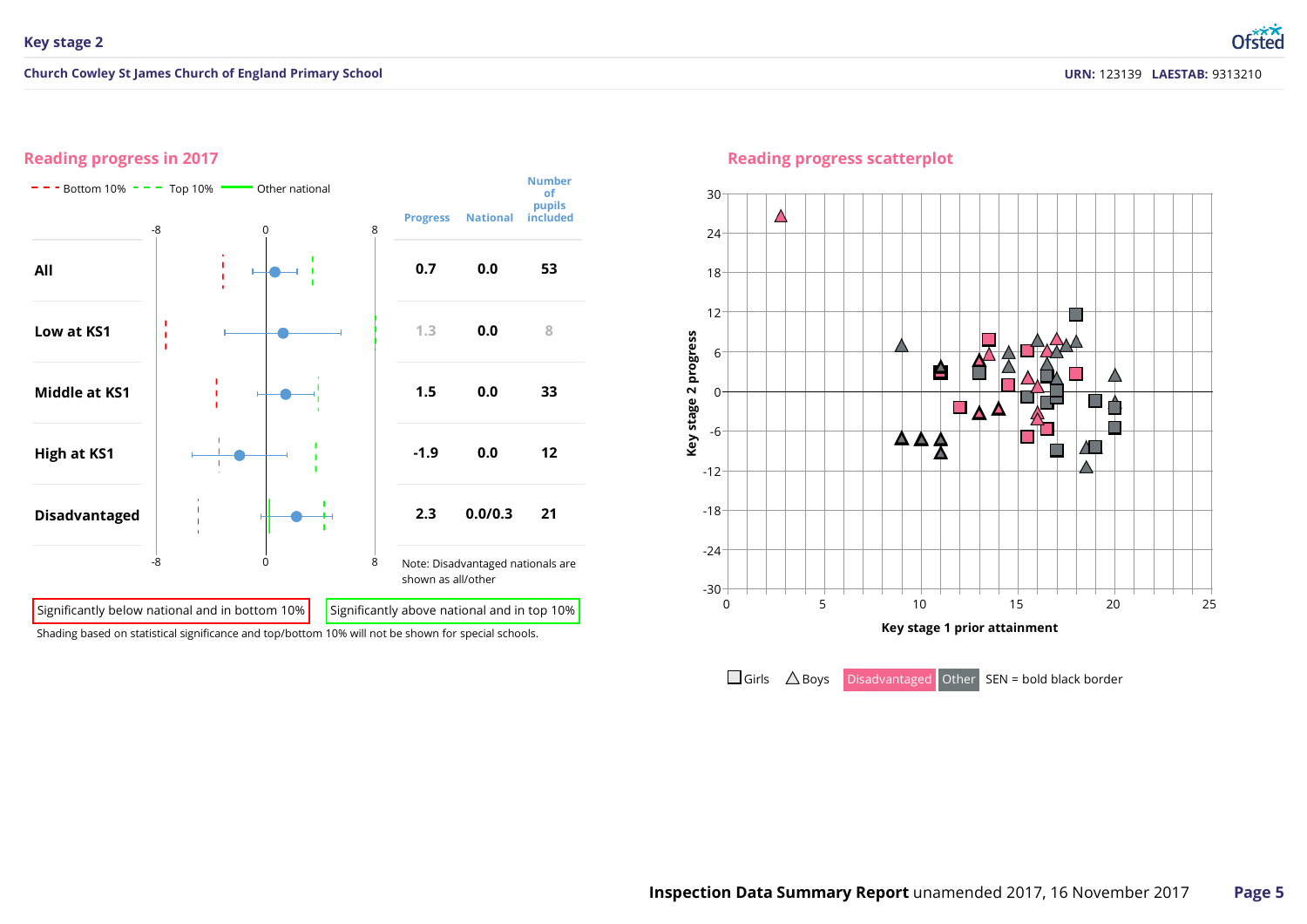## Key stage 2

**Church Cowley St James Church of England Primary School** — **URN:** 123139 **LAESTAB:** 9313210

### Reading progress in 2017

- - Bottom 10% - - Top 10% — Other national

| | Progress | National | Number of pupils included |
|---|---|---|---|
| **All** | 0.7 | 0.0 | 53 |
| **Low at KS1** | 1.3 | 0.0 | 8 |
| **Middle at KS1** | 1.5 | 0.0 | 33 |
| **High at KS1** | -1.9 | 0.0 | 12 |
| **Disadvantaged** | 2.3 | 0.0/0.3 | 21 |

Note: Disadvantaged nationals are shown as all/other

Significantly below national and in bottom 10% | Significantly above national and in top 10%

Shading based on statistical significance and top/bottom 10% will not be shown for special schools.

### Reading progress scatterplot

Key stage 2 progress (y-axis, -30 to 30) vs Key stage 1 prior attainment (x-axis, 0 to 25)

Girls (square) | Boys (triangle) | Disadvantaged | Other | SEN = bold black border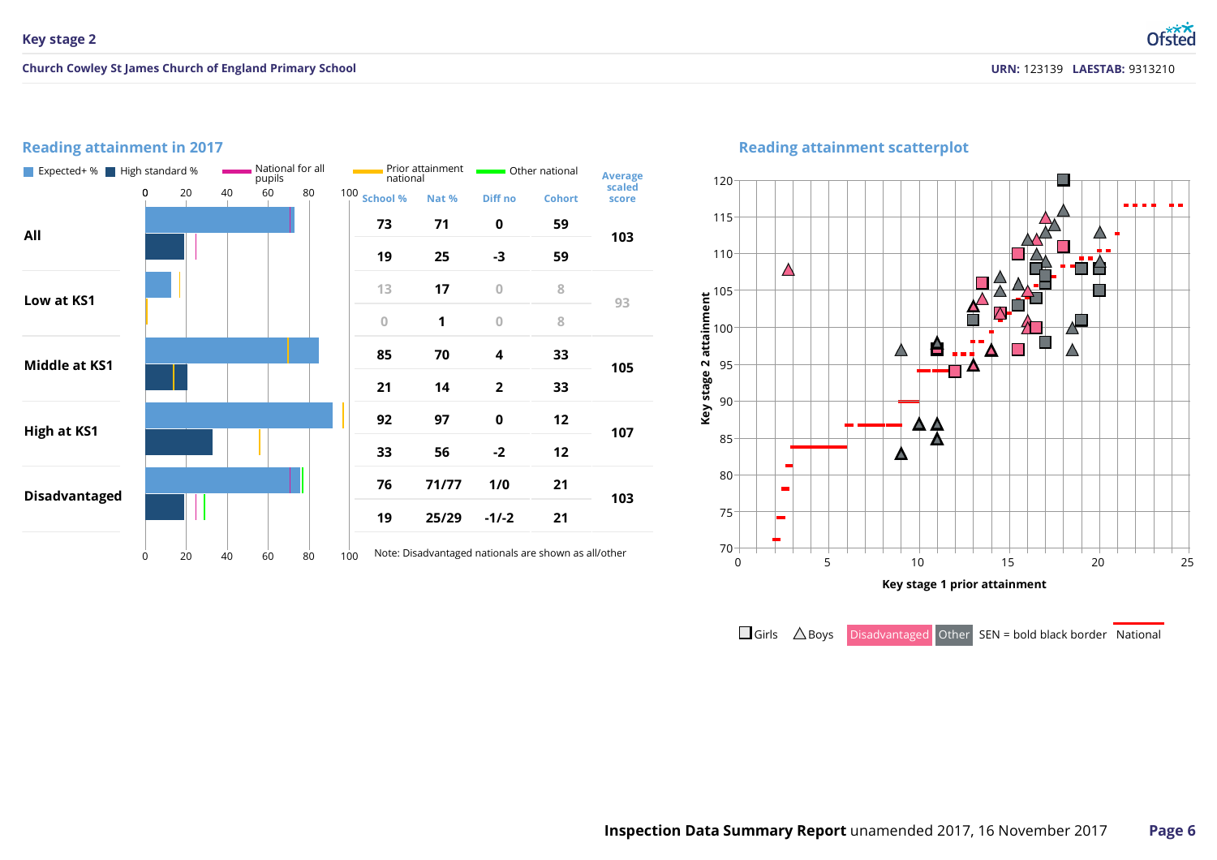## Key stage 2

**Church Cowley St James Church of England Primary School**

**URN:** 123139 **LAESTAB:** 9313210

### Reading attainment in 2017

Expected+ % | High standard % | National for all pupils | Prior attainment national | Other national

| | | School % | Nat % | Diff no | Cohort | Average scaled score |
|---|---|---|---|---|---|---|
| All | Expected+ | 73 | 71 | 0 | 59 | 103 |
| | High standard | 19 | 25 | -3 | 59 | |
| Low at KS1 | Expected+ | 13 | 17 | 0 | 8 | 93 |
| | High standard | 0 | 1 | 0 | 8 | |
| Middle at KS1 | Expected+ | 85 | 70 | 4 | 33 | 105 |
| | High standard | 21 | 14 | 2 | 33 | |
| High at KS1 | Expected+ | 92 | 97 | 0 | 12 | 107 |
| | High standard | 33 | 56 | -2 | 12 | |
| Disadvantaged | Expected+ | 76 | 71/77 | 1/0 | 21 | 103 |
| | High standard | 19 | 25/29 | -1/-2 | 21 | |

Note: Disadvantaged nationals are shown as all/other

### Reading attainment scatterplot

Key stage 2 attainment vs Key stage 1 prior attainment

Girls | Boys | Disadvantaged | Other | SEN = bold black border | National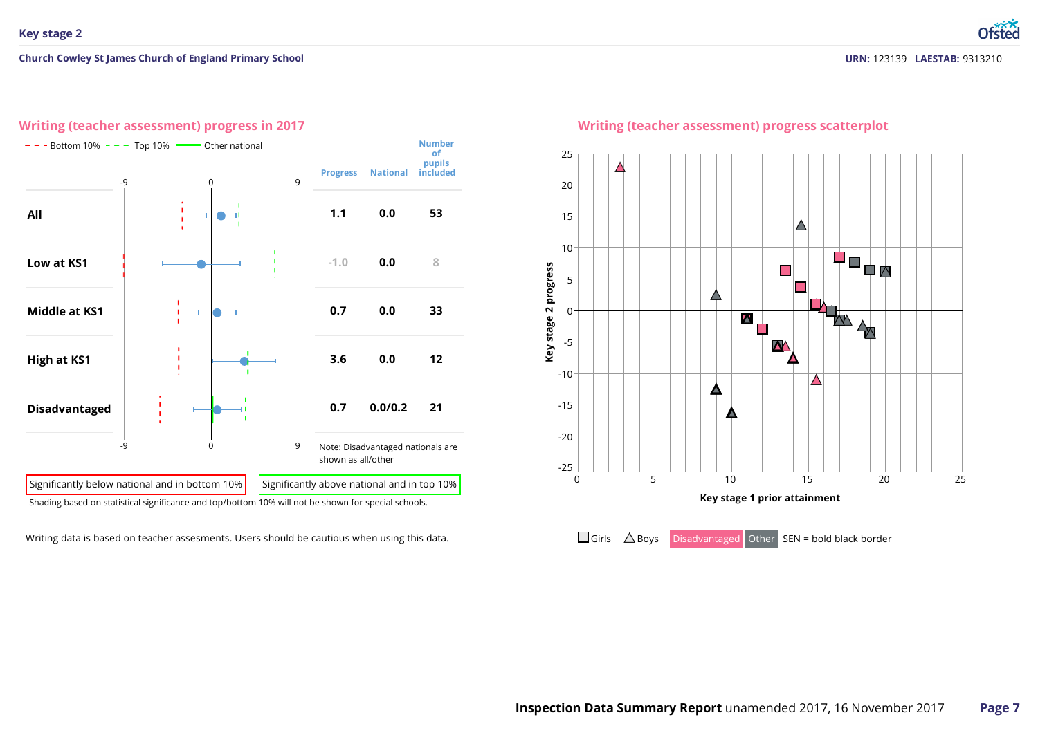## Key stage 2

**Church Cowley St James Church of England Primary School** — URN: 123139 LAESTAB: 9313210

### Writing (teacher assessment) progress in 2017

- - - Bottom 10% - - - Top 10% —— Other national

| | Progress | National | Number of pupils included |
|---|---|---|---|
| All | 1.1 | 0.0 | 53 |
| Low at KS1 | -1.0 | 0.0 | 8 |
| Middle at KS1 | 0.7 | 0.0 | 33 |
| High at KS1 | 3.6 | 0.0 | 12 |
| Disadvantaged | 0.7 | 0.0/0.2 | 21 |

Note: Disadvantaged nationals are shown as all/other

Significantly below national and in bottom 10% | Significantly above national and in top 10%

Shading based on statistical significance and top/bottom 10% will not be shown for special schools.

Writing data is based on teacher assesments. Users should be cautious when using this data.

### Writing (teacher assessment) progress scatterplot

Key stage 2 progress vs Key stage 1 prior attainment

Girls (square) · Boys (triangle) · Disadvantaged · Other · SEN = bold black border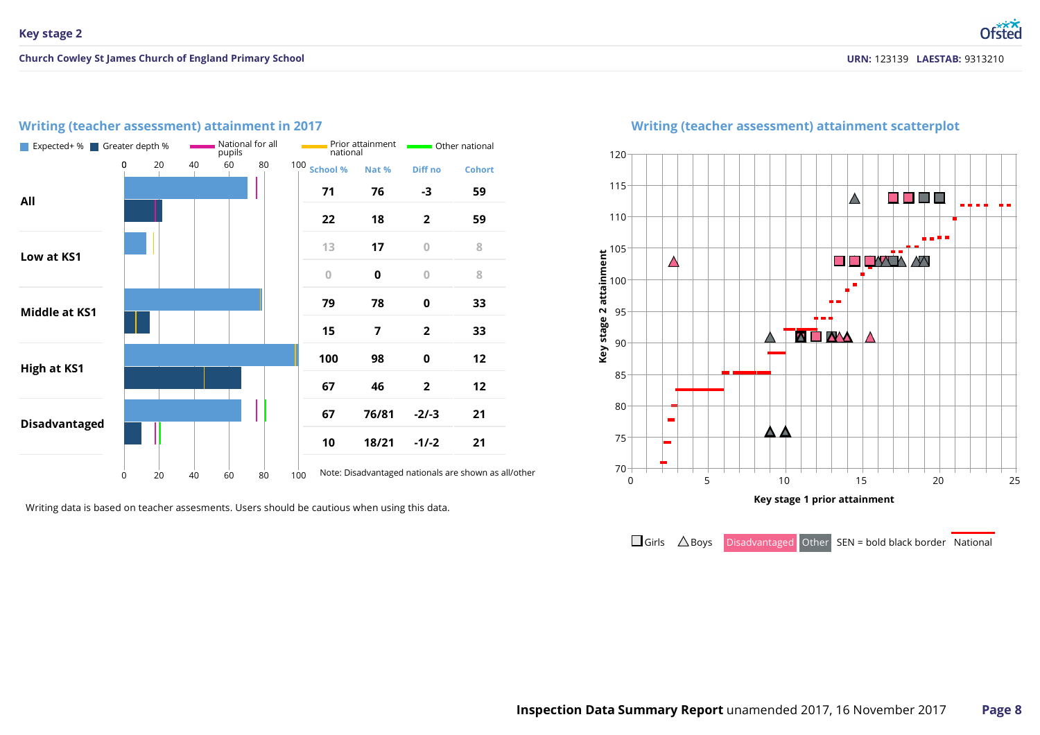## Key stage 2

**Church Cowley St James Church of England Primary School**

**URN:** 123139 **LAESTAB:** 9313210

### Writing (teacher assessment) attainment in 2017

Expected+ % | Greater depth % | National for all pupils | Prior attainment national | Other national

| Group | Measure | School % | Nat % | Diff no | Cohort |
|---|---|---|---|---|---|
| All | Expected+ | 71 | 76 | -3 | 59 |
| | Greater depth | 22 | 18 | 2 | 59 |
| Low at KS1 | Expected+ | 13 | 17 | 0 | 8 |
| | Greater depth | 0 | 0 | 0 | 8 |
| Middle at KS1 | Expected+ | 79 | 78 | 0 | 33 |
| | Greater depth | 15 | 7 | 2 | 33 |
| High at KS1 | Expected+ | 100 | 98 | 0 | 12 |
| | Greater depth | 67 | 46 | 2 | 12 |
| Disadvantaged | Expected+ | 67 | 76/81 | -2/-3 | 21 |
| | Greater depth | 10 | 18/21 | -1/-2 | 21 |

Note: Disadvantaged nationals are shown as all/other

Writing data is based on teacher assesments. Users should be cautious when using this data.

### Writing (teacher assessment) attainment scatterplot

Key stage 2 attainment vs Key stage 1 prior attainment

Girls | Boys | Disadvantaged | Other | SEN = bold black border | National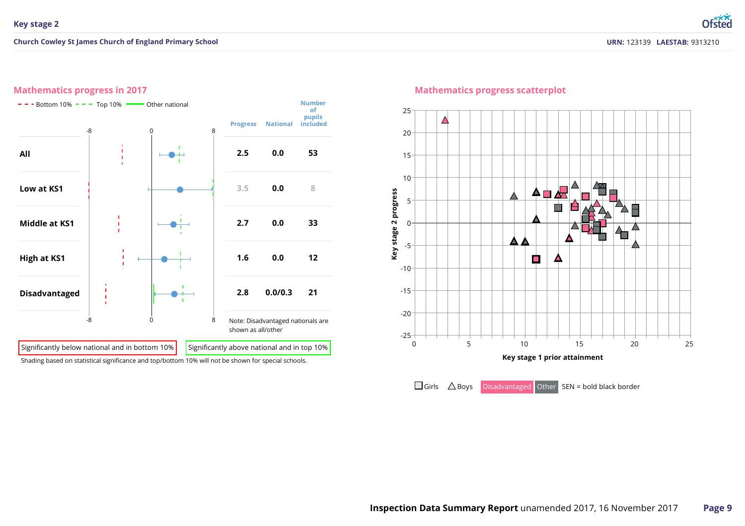## Key stage 2

**Church Cowley St James Church of England Primary School**

**URN:** 123139 **LAESTAB:** 9313210

### Mathematics progress in 2017

Bottom 10% · Top 10% · Other national

| | Progress | National | Number of pupils included |
|---|---|---|---|
| **All** | 2.5 | 0.0 | 53 |
| **Low at KS1** | 3.5 | 0.0 | 8 |
| **Middle at KS1** | 2.7 | 0.0 | 33 |
| **High at KS1** | 1.6 | 0.0 | 12 |
| **Disadvantaged** | 2.8 | 0.0/0.3 | 21 |

Note: Disadvantaged nationals are shown as all/other

Significantly below national and in bottom 10% | Significantly above national and in top 10%

Shading based on statistical significance and top/bottom 10% will not be shown for special schools.

### Mathematics progress scatterplot

Key stage 2 progress (y-axis) vs Key stage 1 prior attainment (x-axis)

Girls · Boys · Disadvantaged · Other · SEN = bold black border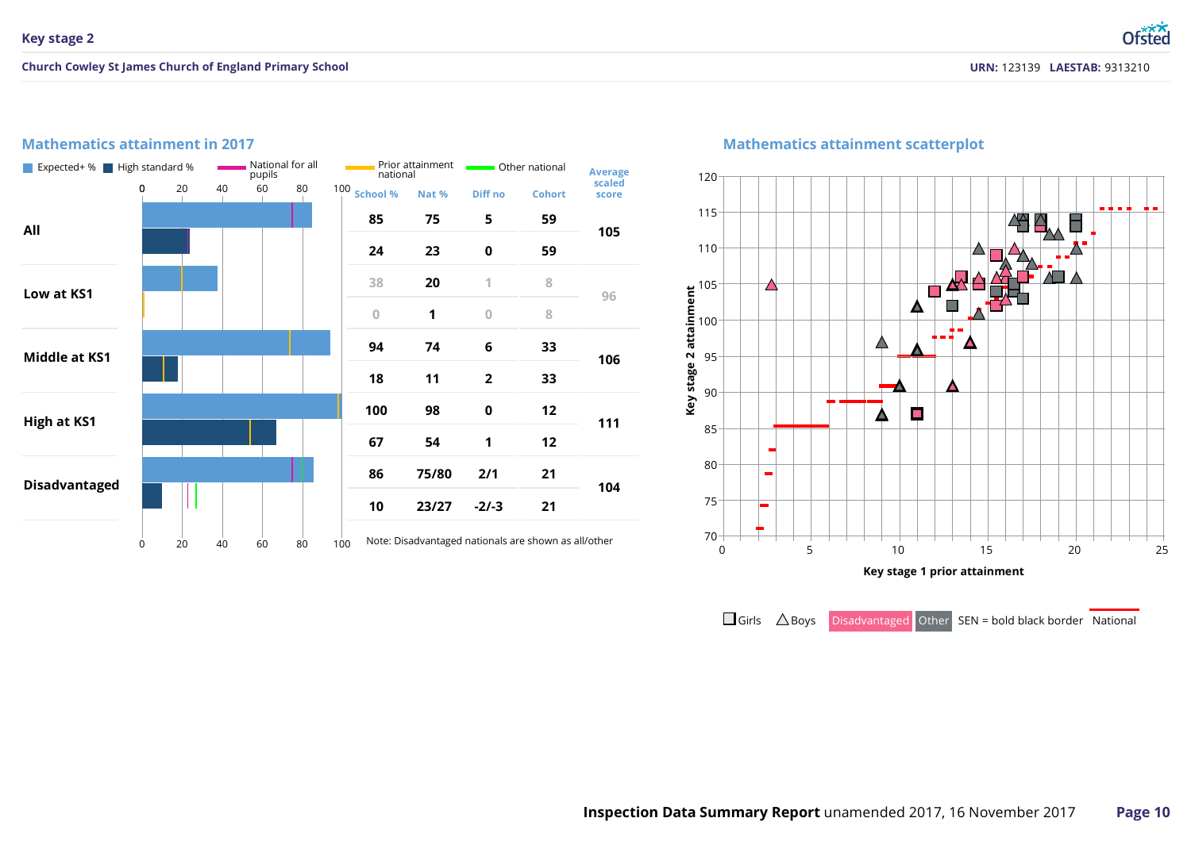## Key stage 2

**Church Cowley St James Church of England Primary School** — URN: 123139 LAESTAB: 9313210

### Mathematics attainment in 2017

Expected+ % | High standard % | National for all pupils | Prior attainment national | Other national

| | | School % | Nat % | Diff no | Cohort | Average scaled score |
|---|---|---|---|---|---|---|
| All | Expected+ | 85 | 75 | 5 | 59 | 105 |
| | High standard | 24 | 23 | 0 | 59 | |
| Low at KS1 | Expected+ | 38 | 20 | 1 | 8 | 96 |
| | High standard | 0 | 1 | 0 | 8 | |
| Middle at KS1 | Expected+ | 94 | 74 | 6 | 33 | 106 |
| | High standard | 18 | 11 | 2 | 33 | |
| High at KS1 | Expected+ | 100 | 98 | 0 | 12 | 111 |
| | High standard | 67 | 54 | 1 | 12 | |
| Disadvantaged | Expected+ | 86 | 75/80 | 2/1 | 21 | 104 |
| | High standard | 10 | 23/27 | -2/-3 | 21 | |

Note: Disadvantaged nationals are shown as all/other

### Mathematics attainment scatterplot

Key stage 2 attainment (y-axis) vs Key stage 1 prior attainment (x-axis)

Girls | Boys | Disadvantaged | Other | SEN = bold black border | National

**Inspection Data Summary Report** unamended 2017, 16 November 2017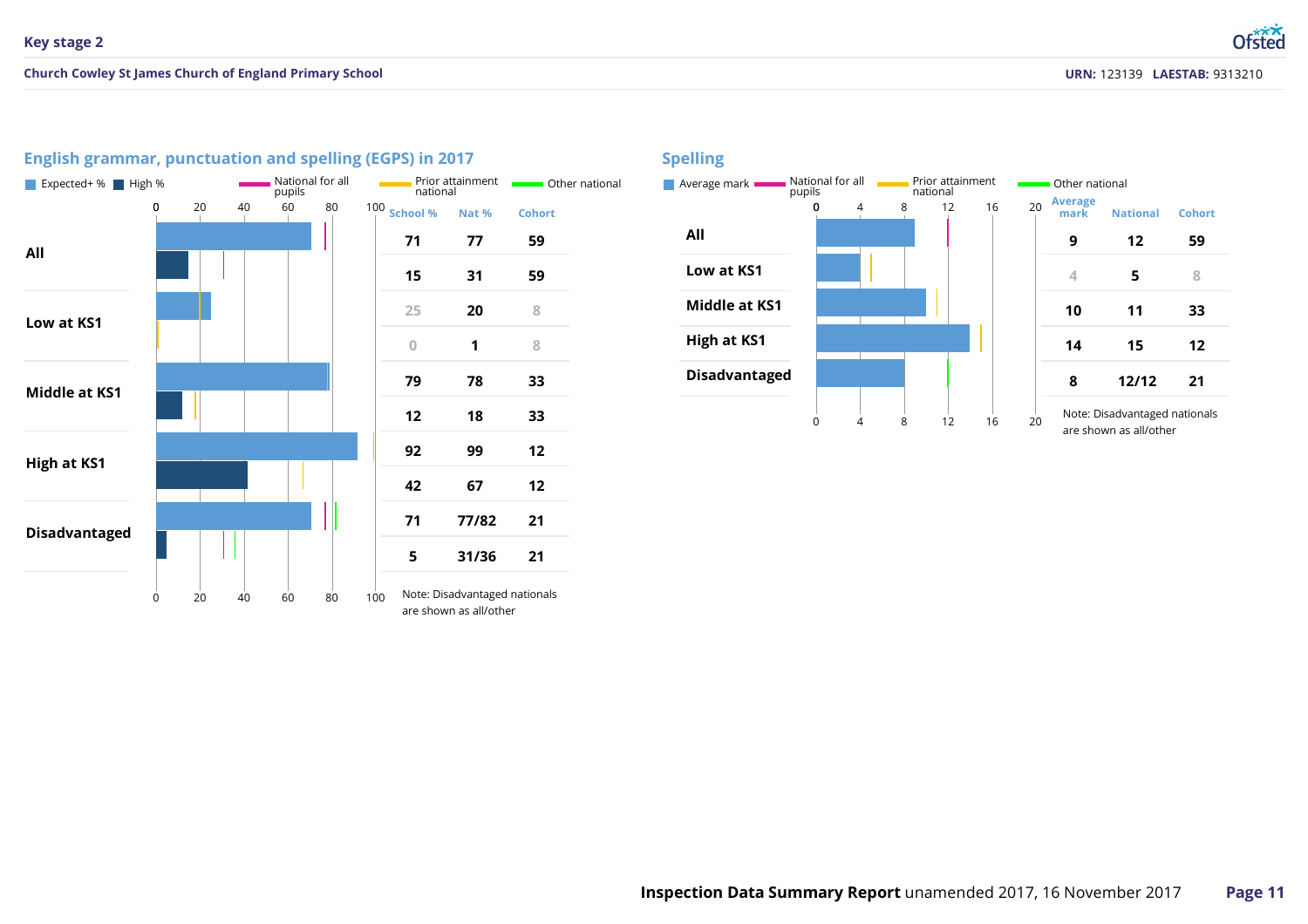## Key stage 2

**Church Cowley St James Church of England Primary School** — **URN:** 123139 **LAESTAB:** 9313210

### English grammar, punctuation and spelling (EGPS) in 2017

Legend: Expected+ % | High % | National for all pupils | Prior attainment national | Other national

| Group | Measure | School % | Nat % | Cohort |
|---|---|---|---|---|
| All | Expected+ | 71 | 77 | 59 |
| | High | 15 | 31 | 59 |
| Low at KS1 | Expected+ | 25 | 20 | 8 |
| | High | 0 | 1 | 8 |
| Middle at KS1 | Expected+ | 79 | 78 | 33 |
| | High | 12 | 18 | 33 |
| High at KS1 | Expected+ | 92 | 99 | 12 |
| | High | 42 | 67 | 12 |
| Disadvantaged | Expected+ | 71 | 77/82 | 21 |
| | High | 5 | 31/36 | 21 |

Note: Disadvantaged nationals are shown as all/other

### Spelling

Legend: Average mark | National for all pupils | Prior attainment national | Other national

| Group | Average mark | National | Cohort |
|---|---|---|---|
| All | 9 | 12 | 59 |
| Low at KS1 | 4 | 5 | 8 |
| Middle at KS1 | 10 | 11 | 33 |
| High at KS1 | 14 | 15 | 12 |
| Disadvantaged | 8 | 12/12 | 21 |

Note: Disadvantaged nationals are shown as all/other

**Inspection Data Summary Report** unamended 2017, 16 November 2017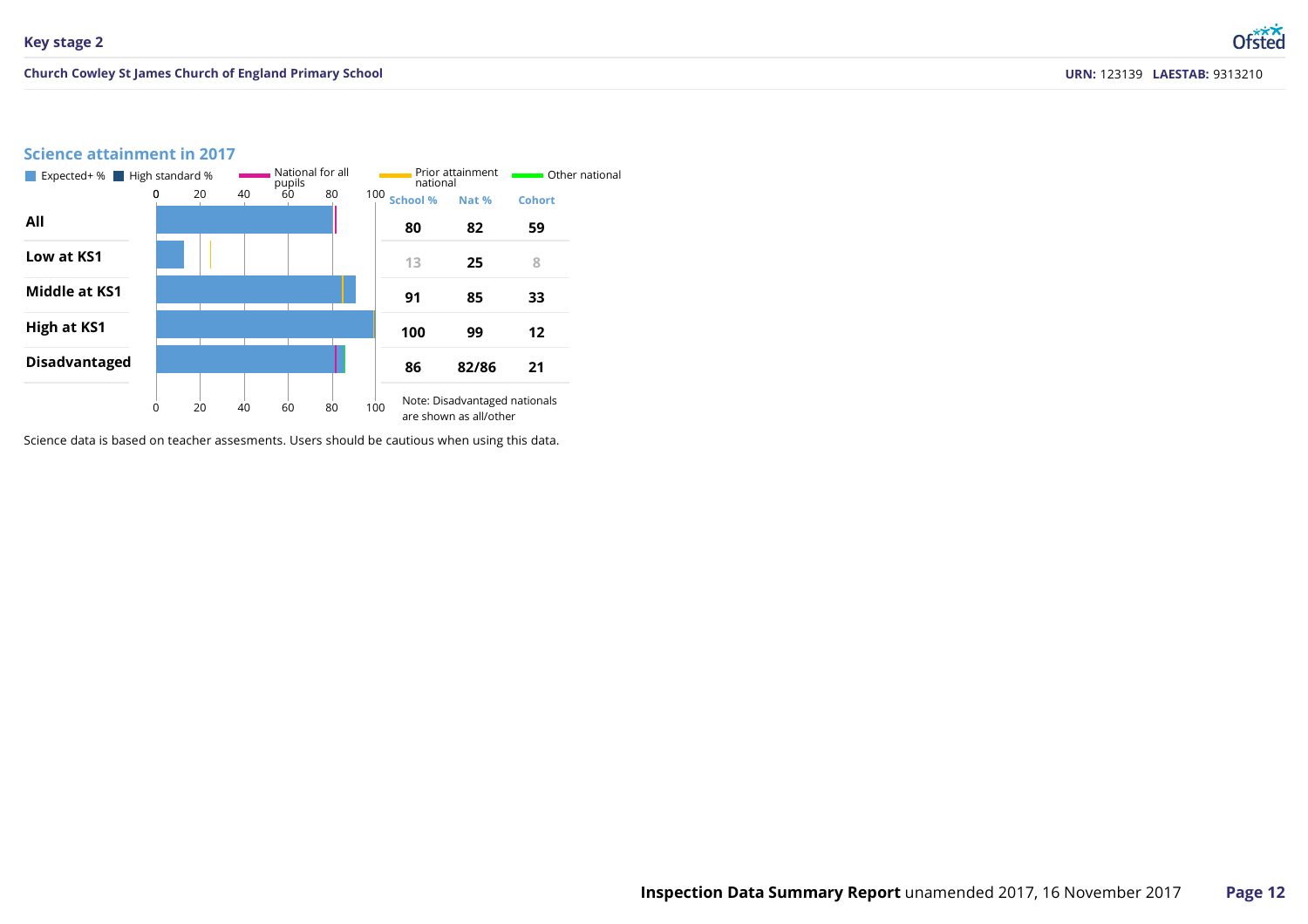## Science attainment in 2017

Expected+ % | High standard % | National for all pupils | Prior attainment national | Other national

| | School % | Nat % | Cohort |
|---|---|---|---|
| All | 80 | 82 | 59 |
| Low at KS1 | 13 | 25 | 8 |
| Middle at KS1 | 91 | 85 | 33 |
| High at KS1 | 100 | 99 | 12 |
| Disadvantaged | 86 | 82/86 | 21 |

Note: Disadvantaged nationals are shown as all/other

Science data is based on teacher assesments. Users should be cautious when using this data.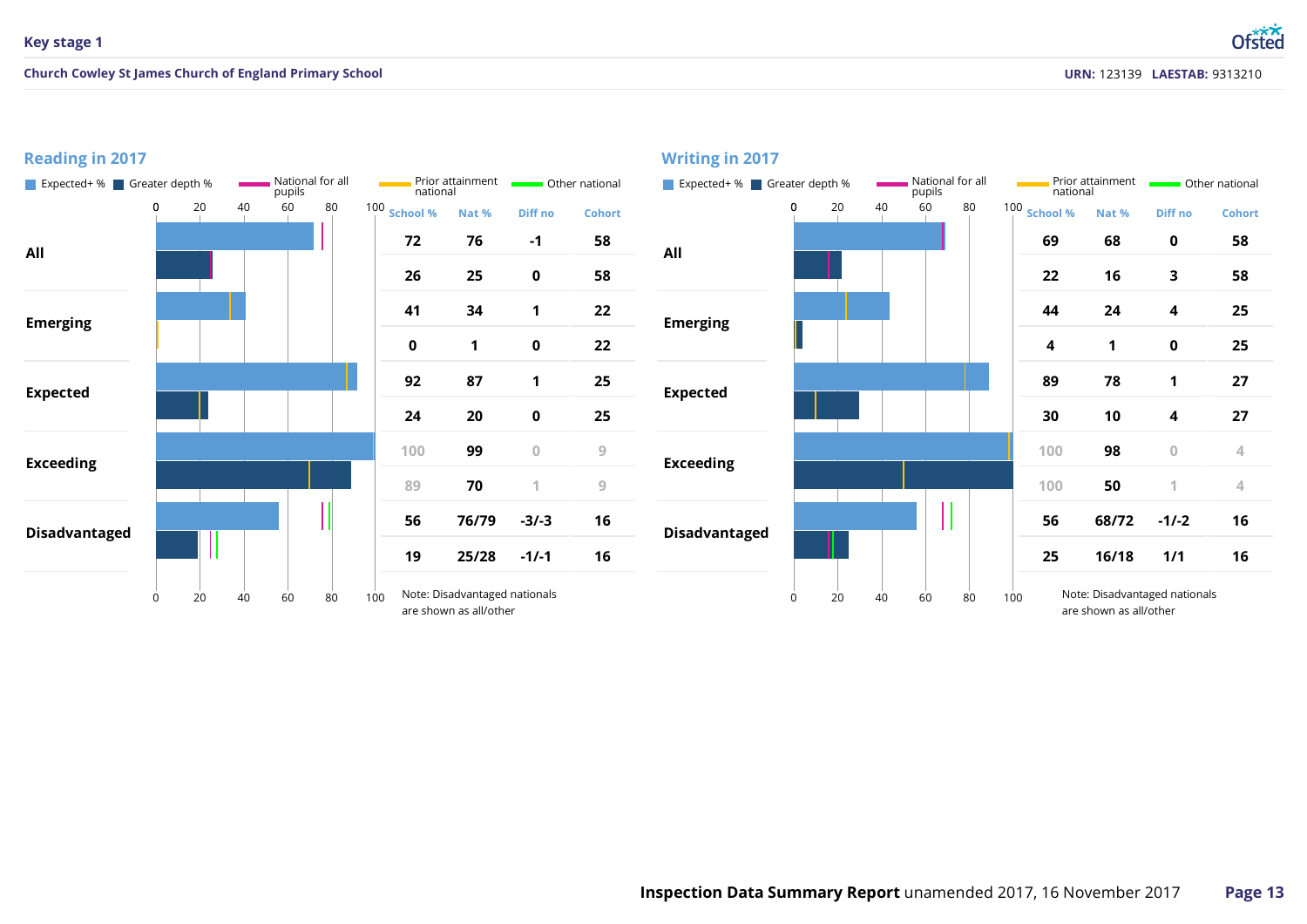# Key stage 1

**Church Cowley St James Church of England Primary School**

**URN:** 123139 **LAESTAB:** 9313210

## Reading in 2017

Expected+ % | Greater depth % | National for all pupils | Prior attainment national | Other national

| Group | Measure | School % | Nat % | Diff no | Cohort |
|---|---|---|---|---|---|
| All | Expected+ | 72 | 76 | -1 | 58 |
| | Greater depth | 26 | 25 | 0 | 58 |
| Emerging | Expected+ | 41 | 34 | 1 | 22 |
| | Greater depth | 0 | 1 | 0 | 22 |
| Expected | Expected+ | 92 | 87 | 1 | 25 |
| | Greater depth | 24 | 20 | 0 | 25 |
| Exceeding | Expected+ | 100 | 99 | 0 | 9 |
| | Greater depth | 89 | 70 | 1 | 9 |
| Disadvantaged | Expected+ | 56 | 76/79 | -3/-3 | 16 |
| | Greater depth | 19 | 25/28 | -1/-1 | 16 |

Note: Disadvantaged nationals are shown as all/other

## Writing in 2017

Expected+ % | Greater depth % | National for all pupils | Prior attainment national | Other national

| Group | Measure | School % | Nat % | Diff no | Cohort |
|---|---|---|---|---|---|
| All | Expected+ | 69 | 68 | 0 | 58 |
| | Greater depth | 22 | 16 | 3 | 58 |
| Emerging | Expected+ | 44 | 24 | 4 | 25 |
| | Greater depth | 4 | 1 | 0 | 25 |
| Expected | Expected+ | 89 | 78 | 1 | 27 |
| | Greater depth | 30 | 10 | 4 | 27 |
| Exceeding | Expected+ | 100 | 98 | 0 | 4 |
| | Greater depth | 100 | 50 | 1 | 4 |
| Disadvantaged | Expected+ | 56 | 68/72 | -1/-2 | 16 |
| | Greater depth | 25 | 16/18 | 1/1 | 16 |

Note: Disadvantaged nationals are shown as all/other

**Inspection Data Summary Report** unamended 2017, 16 November 2017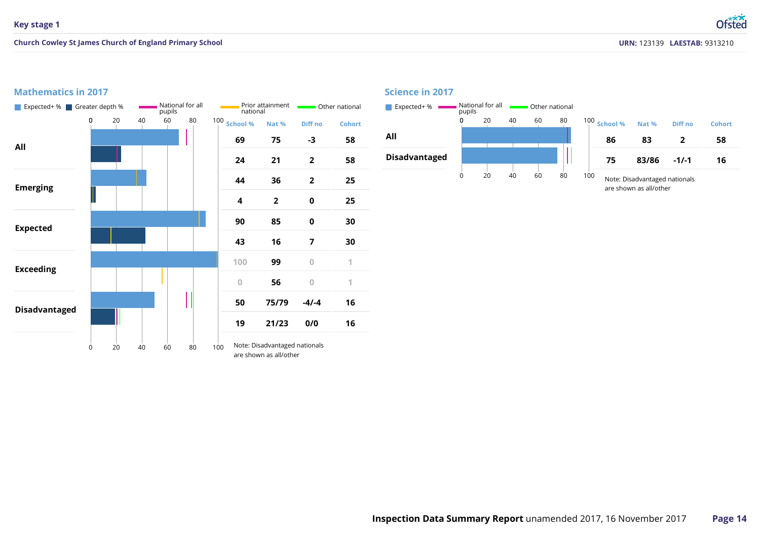## Key stage 1

**Church Cowley St James Church of England Primary School**

**URN:** 123139 **LAESTAB:** 9313210

### Mathematics in 2017

Legend: Expected+ % | Greater depth % | National for all pupils | Prior attainment national | Other national

| | School % | Nat % | Diff no | Cohort |
|---|---|---|---|---|
| All (Expected+) | 69 | 75 | -3 | 58 |
| All (Greater depth) | 24 | 21 | 2 | 58 |
| Emerging (Expected+) | 44 | 36 | 2 | 25 |
| Emerging (Greater depth) | 4 | 2 | 0 | 25 |
| Expected (Expected+) | 90 | 85 | 0 | 30 |
| Expected (Greater depth) | 43 | 16 | 7 | 30 |
| Exceeding (Expected+) | 100 | 99 | 0 | 1 |
| Exceeding (Greater depth) | 0 | 56 | 0 | 1 |
| Disadvantaged (Expected+) | 50 | 75/79 | -4/-4 | 16 |
| Disadvantaged (Greater depth) | 19 | 21/23 | 0/0 | 16 |

Note: Disadvantaged nationals are shown as all/other

### Science in 2017

Legend: Expected+ % | National for all pupils | Other national

| | School % | Nat % | Diff no | Cohort |
|---|---|---|---|---|
| All | 86 | 83 | 2 | 58 |
| Disadvantaged | 75 | 83/86 | -1/-1 | 16 |

Note: Disadvantaged nationals are shown as all/other

**Inspection Data Summary Report** unamended 2017, 16 November 2017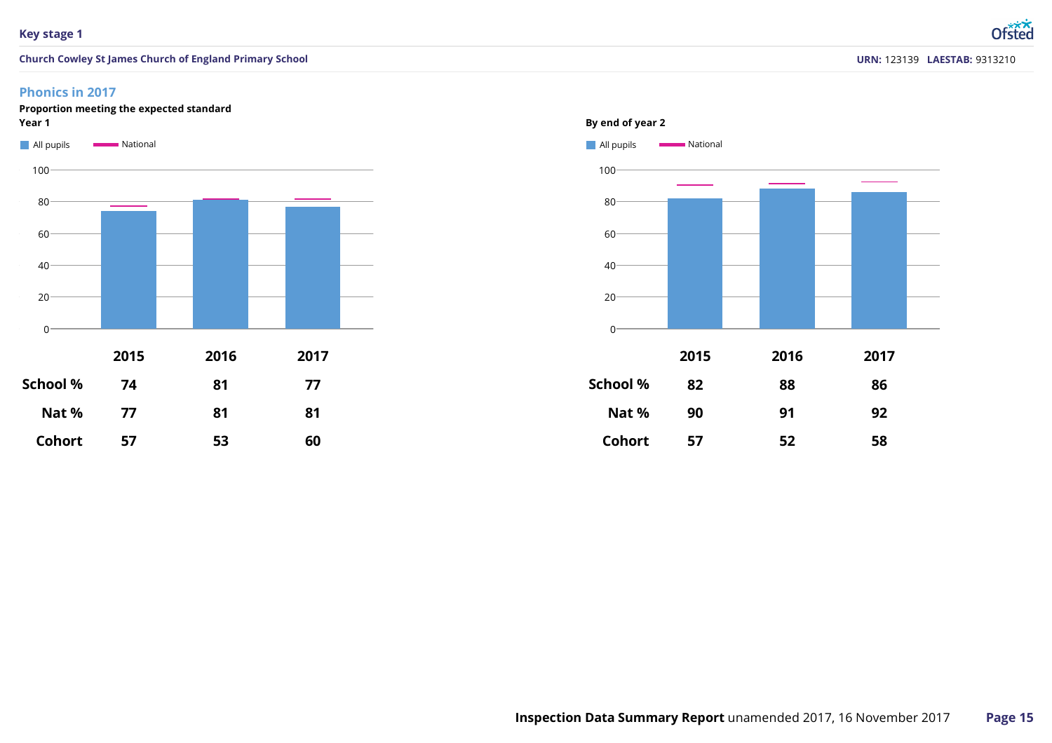## Key stage 1

### Phonics in 2017

**Proportion meeting the expected standard**

**Year 1**

All pupils
National

100
80
60
40
20
0

| | 2015 | 2016 | 2017 |
|---|---|---|---|
| School % | 74 | 81 | 77 |
| Nat % | 77 | 81 | 81 |
| Cohort | 57 | 53 | 60 |

**By end of year 2**

All pupils
National

100
80
60
40
20
0

| | 2015 | 2016 | 2017 |
|---|---|---|---|
| School % | 82 | 88 | 86 |
| Nat % | 90 | 91 | 92 |
| Cohort | 57 | 52 | 58 |